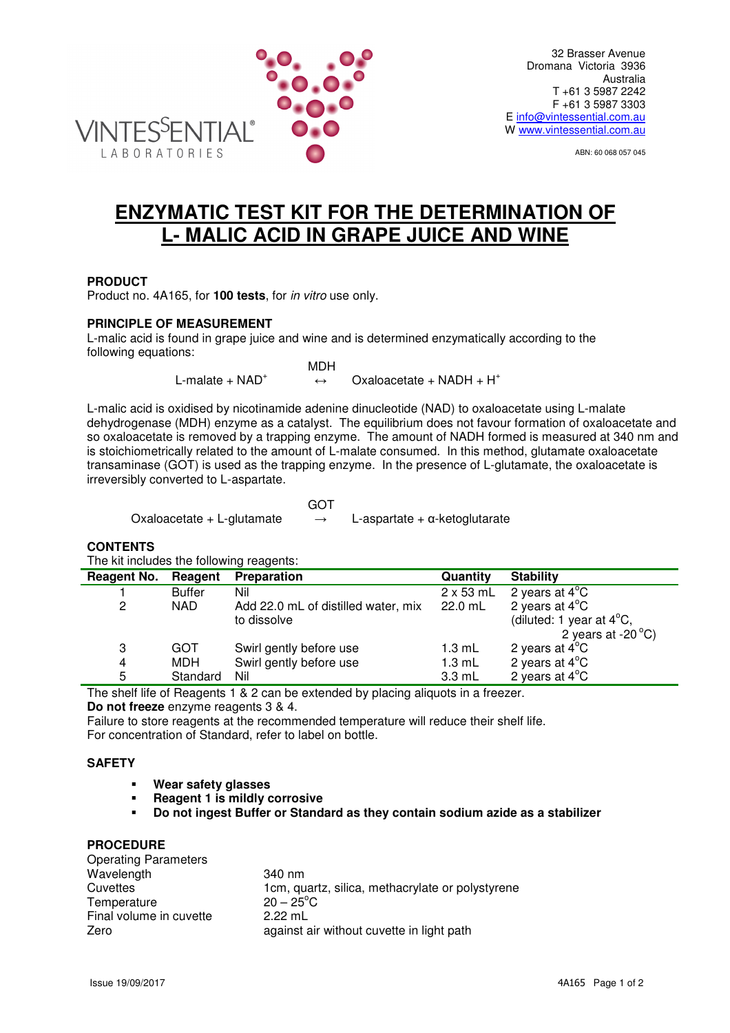VINTESSENTIAL® LABORATORIES

32 Brasser Avenue
Dromana Victoria 3936
Australia
T +61 3 5987 2242
F +61 3 5987 3303
E info@vintessential.com.au
W www.vintessential.com.au

ABN: 60 068 057 045

# ENZYMATIC TEST KIT FOR THE DETERMINATION OF L- MALIC ACID IN GRAPE JUICE AND WINE

## PRODUCT

Product no. 4A165, for **100 tests**, for *in vitro* use only.

## PRINCIPLE OF MEASUREMENT

L-malic acid is found in grape juice and wine and is determined enzymatically according to the following equations:

$$\text{L-malate} + NAD^{+} \overset{MDH}{\leftrightarrow} \text{Oxaloacetate} + NADH + H^{+}$$

L-malic acid is oxidised by nicotinamide adenine dinucleotide (NAD) to oxaloacetate using L-malate dehydrogenase (MDH) enzyme as a catalyst. The equilibrium does not favour formation of oxaloacetate and so oxaloacetate is removed by a trapping enzyme. The amount of NADH formed is measured at 340 nm and is stoichiometrically related to the amount of L-malate consumed. In this method, glutamate oxaloacetate transaminase (GOT) is used as the trapping enzyme. In the presence of L-glutamate, the oxaloacetate is irreversibly converted to L-aspartate.

$$\text{Oxaloacetate} + \text{L-glutamate} \overset{GOT}{\rightarrow} \text{L-aspartate} + \alpha\text{-ketoglutarate}$$

## CONTENTS

The kit includes the following reagents:

| Reagent No. | Reagent | Preparation | Quantity | Stability |
|---|---|---|---|---|
| 1 | Buffer | Nil | 2 x 53 mL | 2 years at 4°C |
| 2 | NAD | Add 22.0 mL of distilled water, mix to dissolve | 22.0 mL | 2 years at 4°C (diluted: 1 year at 4°C, 2 years at -20 °C) |
| 3 | GOT | Swirl gently before use | 1.3 mL | 2 years at 4°C |
| 4 | MDH | Swirl gently before use | 1.3 mL | 2 years at 4°C |
| 5 | Standard | Nil | 3.3 mL | 2 years at 4°C |

The shelf life of Reagents 1 & 2 can be extended by placing aliquots in a freezer.
**Do not freeze** enzyme reagents 3 & 4.
Failure to store reagents at the recommended temperature will reduce their shelf life.
For concentration of Standard, refer to label on bottle.

## SAFETY

- **Wear safety glasses**
- **Reagent 1 is mildly corrosive**
- **Do not ingest Buffer or Standard as they contain sodium azide as a stabilizer**

## PROCEDURE

Operating Parameters

| | |
|---|---|
| Wavelength | 340 nm |
| Cuvettes | 1cm, quartz, silica, methacrylate or polystyrene |
| Temperature | 20 – 25°C |
| Final volume in cuvette | 2.22 mL |
| Zero | against air without cuvette in light path |

Issue 19/09/2017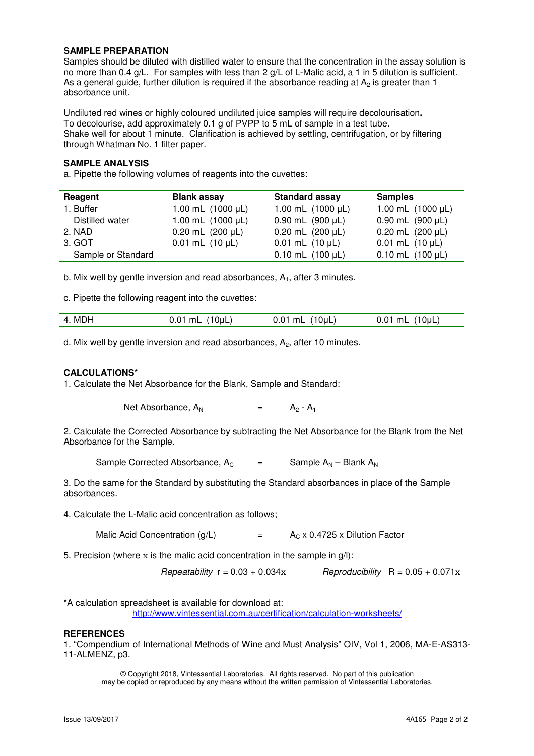## SAMPLE PREPARATION

Samples should be diluted with distilled water to ensure that the concentration in the assay solution is no more than 0.4 g/L. For samples with less than 2 g/L of L-Malic acid, a 1 in 5 dilution is sufficient. As a general guide, further dilution is required if the absorbance reading at $A_2$ is greater than 1 absorbance unit.

Undiluted red wines or highly coloured undiluted juice samples will require decolourisation**.**
To decolourise, add approximately 0.1 g of PVPP to 5 mL of sample in a test tube.
Shake well for about 1 minute. Clarification is achieved by settling, centrifugation, or by filtering through Whatman No. 1 filter paper.

## SAMPLE ANALYSIS

a. Pipette the following volumes of reagents into the cuvettes:

| Reagent | Blank assay | Standard assay | Samples |
|---|---|---|---|
| 1. Buffer | 1.00 mL (1000 µL) | 1.00 mL (1000 µL) | 1.00 mL (1000 µL) |
| Distilled water | 1.00 mL (1000 µL) | 0.90 mL (900 µL) | 0.90 mL (900 µL) |
| 2. NAD | 0.20 mL (200 µL) | 0.20 mL (200 µL) | 0.20 mL (200 µL) |
| 3. GOT | 0.01 mL (10 µL) | 0.01 mL (10 µL) | 0.01 mL (10 µL) |
| Sample or Standard | | 0.10 mL (100 µL) | 0.10 mL (100 µL) |

b. Mix well by gentle inversion and read absorbances, $A_1$, after 3 minutes.

c. Pipette the following reagent into the cuvettes:

| | | | |
|---|---|---|---|
| 4. MDH | 0.01 mL (10µL) | 0.01 mL (10µL) | 0.01 mL (10µL) |

d. Mix well by gentle inversion and read absorbances, $A_2$, after 10 minutes.

## CALCULATIONS*

1. Calculate the Net Absorbance for the Blank, Sample and Standard:

$$\text{Net Absorbance, } A_N = A_2 - A_1$$

2. Calculate the Corrected Absorbance by subtracting the Net Absorbance for the Blank from the Net Absorbance for the Sample.

$$\text{Sample Corrected Absorbance, } A_C = \text{Sample } A_N - \text{Blank } A_N$$

3. Do the same for the Standard by substituting the Standard absorbances in place of the Sample absorbances.

4. Calculate the L-Malic acid concentration as follows;

$$\text{Malic Acid Concentration (g/L)} = A_C \times 0.4725 \times \text{Dilution Factor}$$

5. Precision (where $x$ is the malic acid concentration in the sample in g/l):

*Repeatability* $r = 0.03 + 0.034x$ *Reproducibility* $R = 0.05 + 0.071x$

*A calculation spreadsheet is available for download at:
http://www.vintessential.com.au/certification/calculation-worksheets/

## REFERENCES

1. "Compendium of International Methods of Wine and Must Analysis" OIV, Vol 1, 2006, MA-E-AS313-11-ALMENZ, p3.

© Copyright 2018, Vintessential Laboratories. All rights reserved. No part of this publication may be copied or reproduced by any means without the written permission of Vintessential Laboratories.

Issue 13/09/2017 4A165